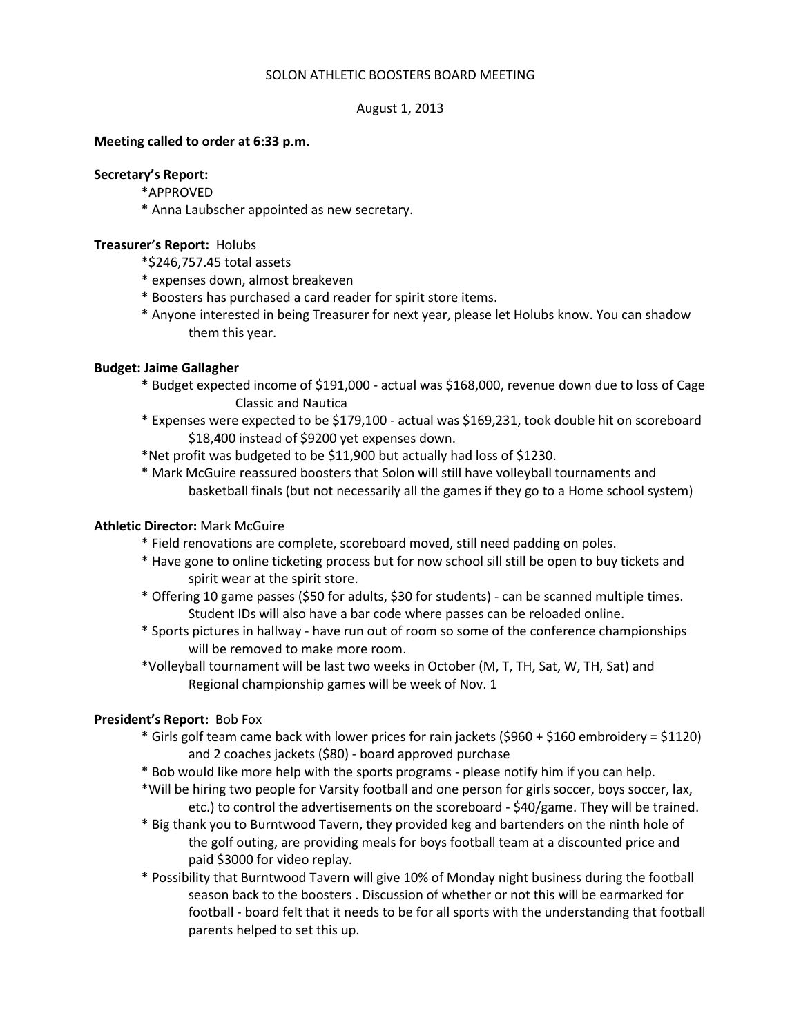SOLON ATHLETIC BOOSTERS BOARD MEETING

August 1, 2013

**Meeting called to order at 6:33 p.m.**

**Secretary's Report:**

- *APPROVED
- * Anna Laubscher appointed as new secretary.

**Treasurer's Report:** Holubs

- *$246,757.45 total assets
- * expenses down, almost breakeven
- * Boosters has purchased a card reader for spirit store items.
- * Anyone interested in being Treasurer for next year, please let Holubs know. You can shadow them this year.

**Budget: Jaime Gallagher**

- * Budget expected income of $191,000 - actual was $168,000, revenue down due to loss of Cage Classic and Nautica
- * Expenses were expected to be $179,100 - actual was $169,231, took double hit on scoreboard $18,400 instead of $9200 yet expenses down.
- *Net profit was budgeted to be $11,900 but actually had loss of $1230.
- * Mark McGuire reassured boosters that Solon will still have volleyball tournaments and basketball finals (but not necessarily all the games if they go to a Home school system)

**Athletic Director:** Mark McGuire

- * Field renovations are complete, scoreboard moved, still need padding on poles.
- * Have gone to online ticketing process but for now school sill still be open to buy tickets and spirit wear at the spirit store.
- * Offering 10 game passes ($50 for adults, $30 for students) - can be scanned multiple times. Student IDs will also have a bar code where passes can be reloaded online.
- * Sports pictures in hallway - have run out of room so some of the conference championships will be removed to make more room.
- *Volleyball tournament will be last two weeks in October (M, T, TH, Sat, W, TH, Sat) and Regional championship games will be week of Nov. 1

**President's Report:** Bob Fox

- * Girls golf team came back with lower prices for rain jackets ($960 + $160 embroidery = $1120) and 2 coaches jackets ($80) - board approved purchase
- * Bob would like more help with the sports programs - please notify him if you can help.
- *Will be hiring two people for Varsity football and one person for girls soccer, boys soccer, lax, etc.) to control the advertisements on the scoreboard - $40/game. They will be trained.
- * Big thank you to Burntwood Tavern, they provided keg and bartenders on the ninth hole of the golf outing, are providing meals for boys football team at a discounted price and paid $3000 for video replay.
- * Possibility that Burntwood Tavern will give 10% of Monday night business during the football season back to the boosters . Discussion of whether or not this will be earmarked for football - board felt that it needs to be for all sports with the understanding that football parents helped to set this up.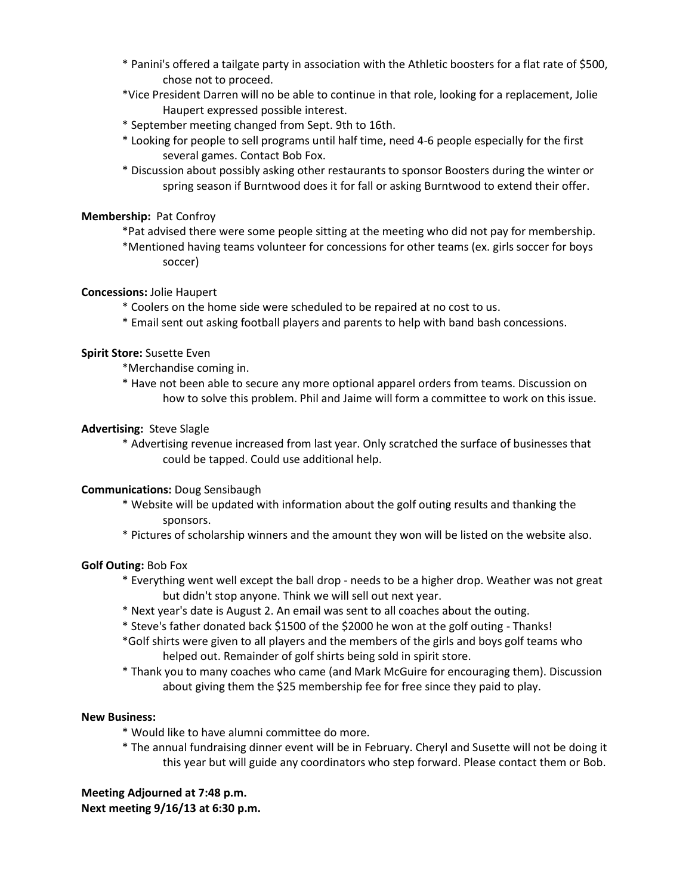* Panini's offered a tailgate party in association with the Athletic boosters for a flat rate of $500, chose not to proceed.
*Vice President Darren will no be able to continue in that role, looking for a replacement, Jolie Haupert expressed possible interest.
* September meeting changed from Sept. 9th to 16th.
* Looking for people to sell programs until half time, need 4-6 people especially for the first several games. Contact Bob Fox.
* Discussion about possibly asking other restaurants to sponsor Boosters during the winter or spring season if Burntwood does it for fall or asking Burntwood to extend their offer.

**Membership:** Pat Confroy

*Pat advised there were some people sitting at the meeting who did not pay for membership.
*Mentioned having teams volunteer for concessions for other teams (ex. girls soccer for boys soccer)

**Concessions:** Jolie Haupert

* Coolers on the home side were scheduled to be repaired at no cost to us.
* Email sent out asking football players and parents to help with band bash concessions.

**Spirit Store:** Susette Even

*Merchandise coming in.
* Have not been able to secure any more optional apparel orders from teams. Discussion on how to solve this problem. Phil and Jaime will form a committee to work on this issue.

**Advertising:** Steve Slagle

* Advertising revenue increased from last year. Only scratched the surface of businesses that could be tapped. Could use additional help.

**Communications:** Doug Sensibaugh

* Website will be updated with information about the golf outing results and thanking the sponsors.
* Pictures of scholarship winners and the amount they won will be listed on the website also.

**Golf Outing:** Bob Fox

* Everything went well except the ball drop - needs to be a higher drop. Weather was not great but didn't stop anyone. Think we will sell out next year.
* Next year's date is August 2. An email was sent to all coaches about the outing.
* Steve's father donated back $1500 of the $2000 he won at the golf outing - Thanks!
*Golf shirts were given to all players and the members of the girls and boys golf teams who helped out. Remainder of golf shirts being sold in spirit store.
* Thank you to many coaches who came (and Mark McGuire for encouraging them). Discussion about giving them the $25 membership fee for free since they paid to play.

**New Business:**

* Would like to have alumni committee do more.
* The annual fundraising dinner event will be in February. Cheryl and Susette will not be doing it this year but will guide any coordinators who step forward. Please contact them or Bob.

**Meeting Adjourned at 7:48 p.m.**
**Next meeting 9/16/13 at 6:30 p.m.**